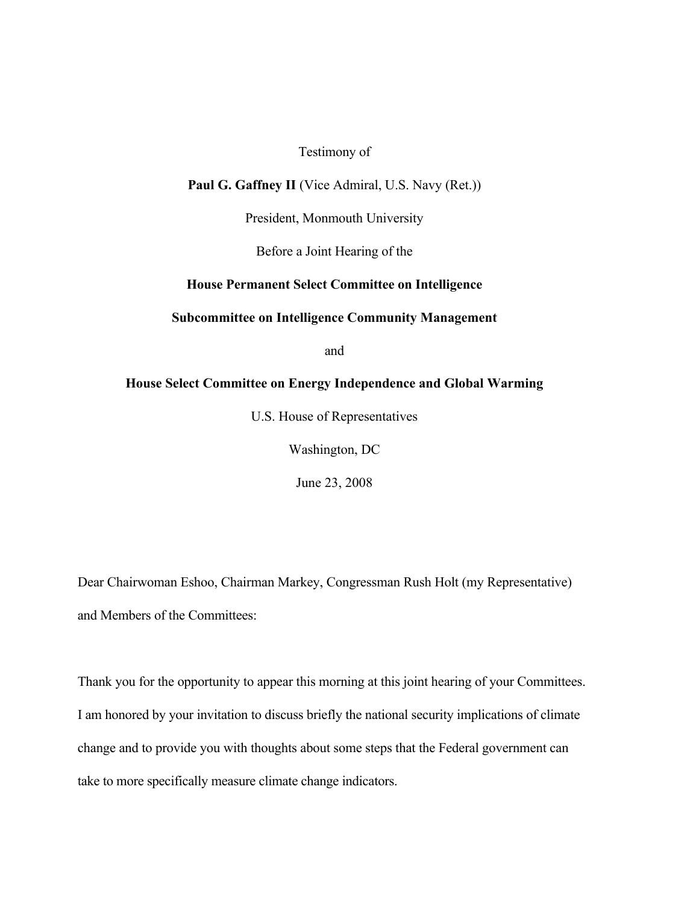Testimony of

**Paul G. Gaffney II** (Vice Admiral, U.S. Navy (Ret.))

President, Monmouth University

Before a Joint Hearing of the

**House Permanent Select Committee on Intelligence**

**Subcommittee on Intelligence Community Management**

and

**House Select Committee on Energy Independence and Global Warming**

U.S. House of Representatives

Washington, DC

June 23, 2008

Dear Chairwoman Eshoo, Chairman Markey, Congressman Rush Holt (my Representative) and Members of the Committees:

Thank you for the opportunity to appear this morning at this joint hearing of your Committees. I am honored by your invitation to discuss briefly the national security implications of climate change and to provide you with thoughts about some steps that the Federal government can take to more specifically measure climate change indicators.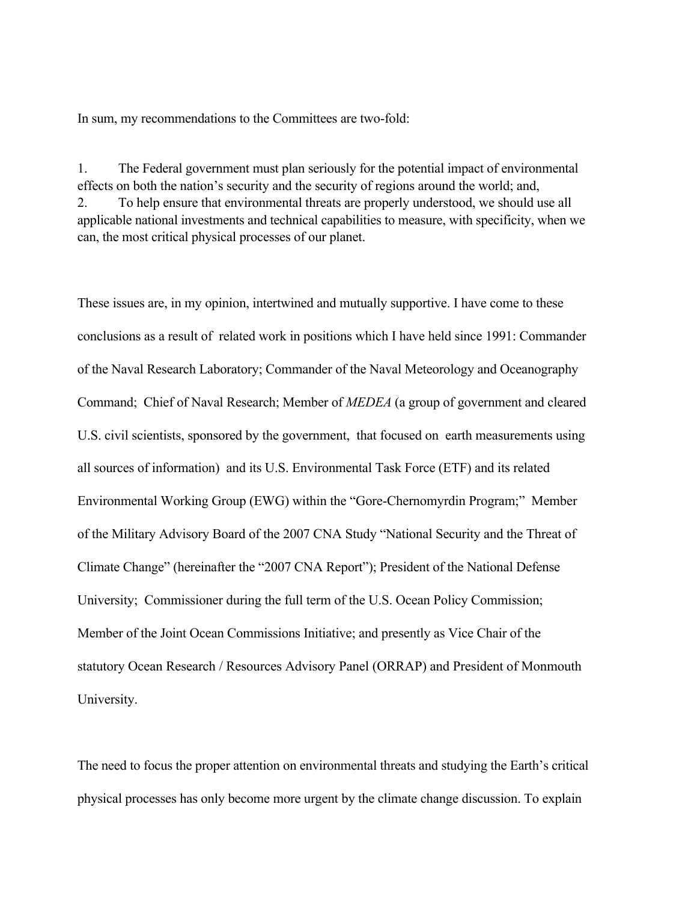In sum, my recommendations to the Committees are two-fold:

1. The Federal government must plan seriously for the potential impact of environmental effects on both the nation's security and the security of regions around the world; and,
2. To help ensure that environmental threats are properly understood, we should use all applicable national investments and technical capabilities to measure, with specificity, when we can, the most critical physical processes of our planet.

These issues are, in my opinion, intertwined and mutually supportive. I have come to these conclusions as a result of related work in positions which I have held since 1991: Commander of the Naval Research Laboratory; Commander of the Naval Meteorology and Oceanography Command; Chief of Naval Research; Member of *MEDEA* (a group of government and cleared U.S. civil scientists, sponsored by the government, that focused on earth measurements using all sources of information) and its U.S. Environmental Task Force (ETF) and its related Environmental Working Group (EWG) within the "Gore-Chernomyrdin Program;" Member of the Military Advisory Board of the 2007 CNA Study "National Security and the Threat of Climate Change" (hereinafter the "2007 CNA Report"); President of the National Defense University; Commissioner during the full term of the U.S. Ocean Policy Commission; Member of the Joint Ocean Commissions Initiative; and presently as Vice Chair of the statutory Ocean Research / Resources Advisory Panel (ORRAP) and President of Monmouth University.

The need to focus the proper attention on environmental threats and studying the Earth's critical physical processes has only become more urgent by the climate change discussion. To explain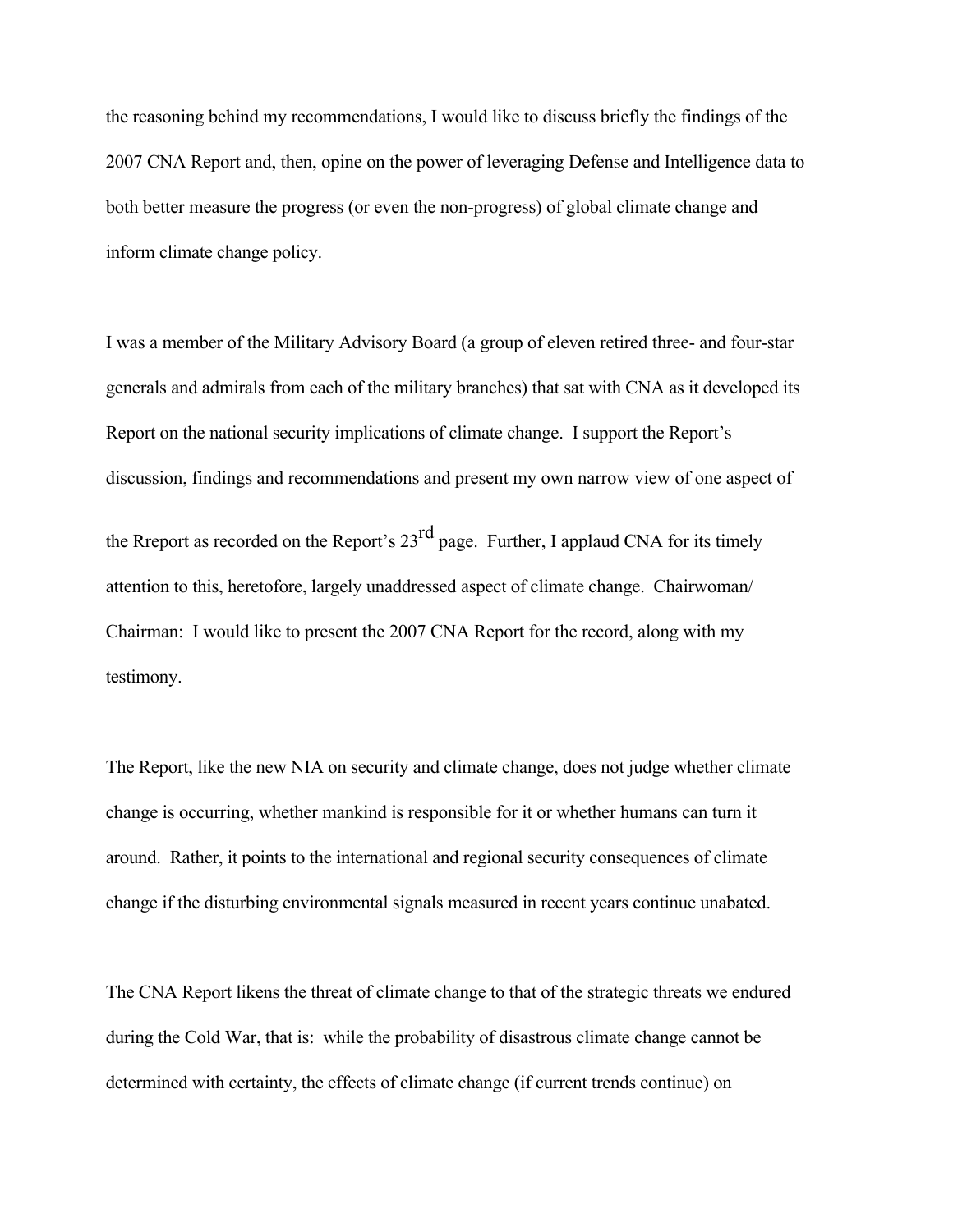the reasoning behind my recommendations, I would like to discuss briefly the findings of the 2007 CNA Report and, then, opine on the power of leveraging Defense and Intelligence data to both better measure the progress (or even the non-progress) of global climate change and inform climate change policy.

I was a member of the Military Advisory Board (a group of eleven retired three- and four-star generals and admirals from each of the military branches) that sat with CNA as it developed its Report on the national security implications of climate change. I support the Report's discussion, findings and recommendations and present my own narrow view of one aspect of the Rreport as recorded on the Report's 23rd page. Further, I applaud CNA for its timely attention to this, heretofore, largely unaddressed aspect of climate change. Chairwoman/ Chairman: I would like to present the 2007 CNA Report for the record, along with my testimony.

The Report, like the new NIA on security and climate change, does not judge whether climate change is occurring, whether mankind is responsible for it or whether humans can turn it around. Rather, it points to the international and regional security consequences of climate change if the disturbing environmental signals measured in recent years continue unabated.

The CNA Report likens the threat of climate change to that of the strategic threats we endured during the Cold War, that is: while the probability of disastrous climate change cannot be determined with certainty, the effects of climate change (if current trends continue) on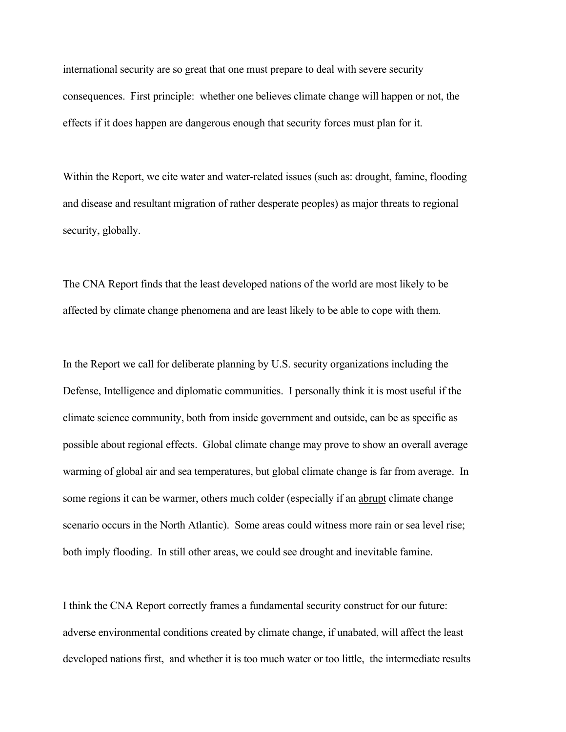international security are so great that one must prepare to deal with severe security consequences. First principle: whether one believes climate change will happen or not, the effects if it does happen are dangerous enough that security forces must plan for it.

Within the Report, we cite water and water-related issues (such as: drought, famine, flooding and disease and resultant migration of rather desperate peoples) as major threats to regional security, globally.

The CNA Report finds that the least developed nations of the world are most likely to be affected by climate change phenomena and are least likely to be able to cope with them.

In the Report we call for deliberate planning by U.S. security organizations including the Defense, Intelligence and diplomatic communities. I personally think it is most useful if the climate science community, both from inside government and outside, can be as specific as possible about regional effects. Global climate change may prove to show an overall average warming of global air and sea temperatures, but global climate change is far from average. In some regions it can be warmer, others much colder (especially if an <u>abrupt</u> climate change scenario occurs in the North Atlantic). Some areas could witness more rain or sea level rise; both imply flooding. In still other areas, we could see drought and inevitable famine.

I think the CNA Report correctly frames a fundamental security construct for our future: adverse environmental conditions created by climate change, if unabated, will affect the least developed nations first, and whether it is too much water or too little, the intermediate results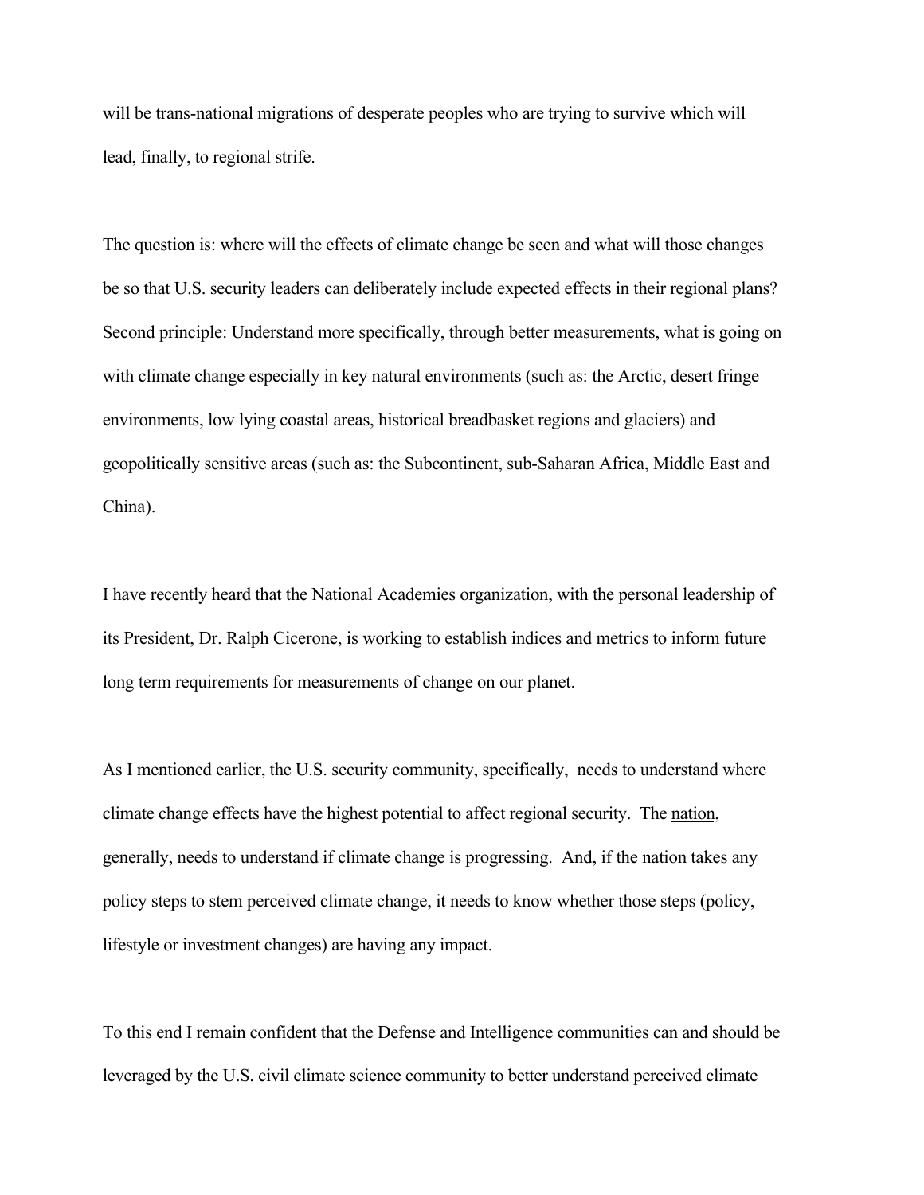will be trans-national migrations of desperate peoples who are trying to survive which will lead, finally, to regional strife.

The question is: <u>where</u> will the effects of climate change be seen and what will those changes be so that U.S. security leaders can deliberately include expected effects in their regional plans? Second principle: Understand more specifically, through better measurements, what is going on with climate change especially in key natural environments (such as: the Arctic, desert fringe environments, low lying coastal areas, historical breadbasket regions and glaciers) and geopolitically sensitive areas (such as: the Subcontinent, sub-Saharan Africa, Middle East and China).

I have recently heard that the National Academies organization, with the personal leadership of its President, Dr. Ralph Cicerone, is working to establish indices and metrics to inform future long term requirements for measurements of change on our planet.

As I mentioned earlier, the <u>U.S. security community</u>, specifically, needs to understand <u>where</u> climate change effects have the highest potential to affect regional security. The <u>nation</u>, generally, needs to understand if climate change is progressing. And, if the nation takes any policy steps to stem perceived climate change, it needs to know whether those steps (policy, lifestyle or investment changes) are having any impact.

To this end I remain confident that the Defense and Intelligence communities can and should be leveraged by the U.S. civil climate science community to better understand perceived climate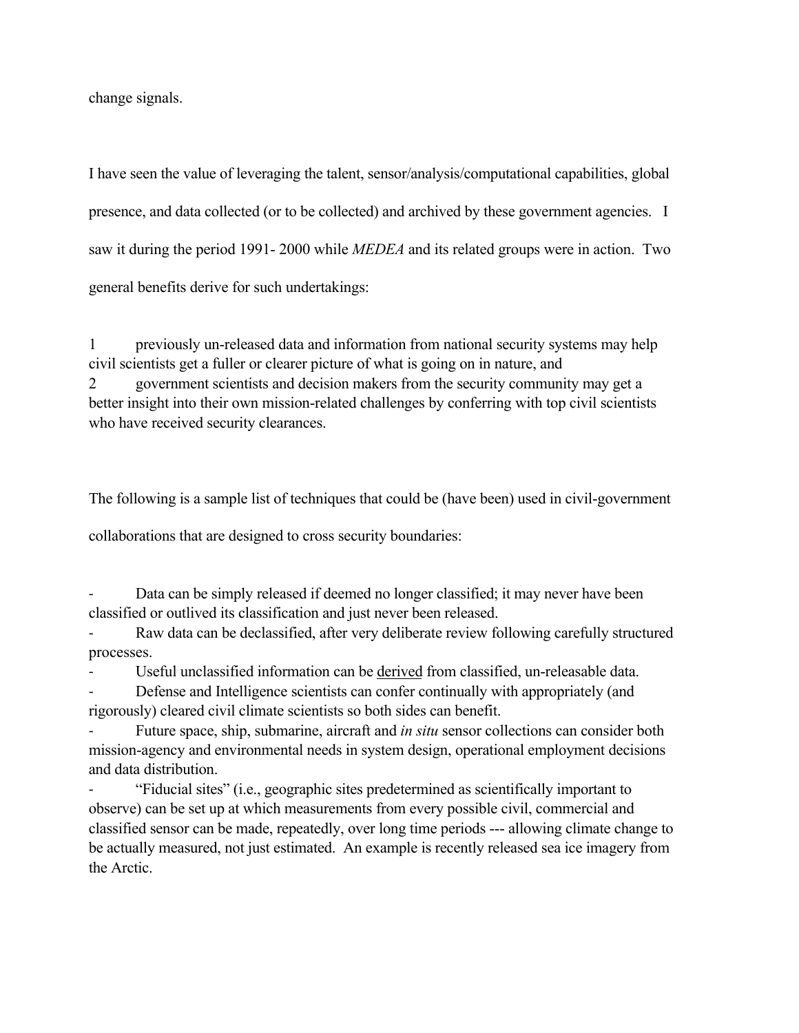change signals.

I have seen the value of leveraging the talent, sensor/analysis/computational capabilities, global presence, and data collected (or to be collected) and archived by these government agencies. I saw it during the period 1991- 2000 while *MEDEA* and its related groups were in action. Two general benefits derive for such undertakings:

1 previously un-released data and information from national security systems may help civil scientists get a fuller or clearer picture of what is going on in nature, and
2 government scientists and decision makers from the security community may get a better insight into their own mission-related challenges by conferring with top civil scientists who have received security clearances.

The following is a sample list of techniques that could be (have been) used in civil-government collaborations that are designed to cross security boundaries:

- Data can be simply released if deemed no longer classified; it may never have been classified or outlived its classification and just never been released.
- Raw data can be declassified, after very deliberate review following carefully structured processes.
- Useful unclassified information can be <u>derived</u> from classified, un-releasable data.
- Defense and Intelligence scientists can confer continually with appropriately (and rigorously) cleared civil climate scientists so both sides can benefit.
- Future space, ship, submarine, aircraft and *in situ* sensor collections can consider both mission-agency and environmental needs in system design, operational employment decisions and data distribution.
- "Fiducial sites" (i.e., geographic sites predetermined as scientifically important to observe) can be set up at which measurements from every possible civil, commercial and classified sensor can be made, repeatedly, over long time periods --- allowing climate change to be actually measured, not just estimated. An example is recently released sea ice imagery from the Arctic.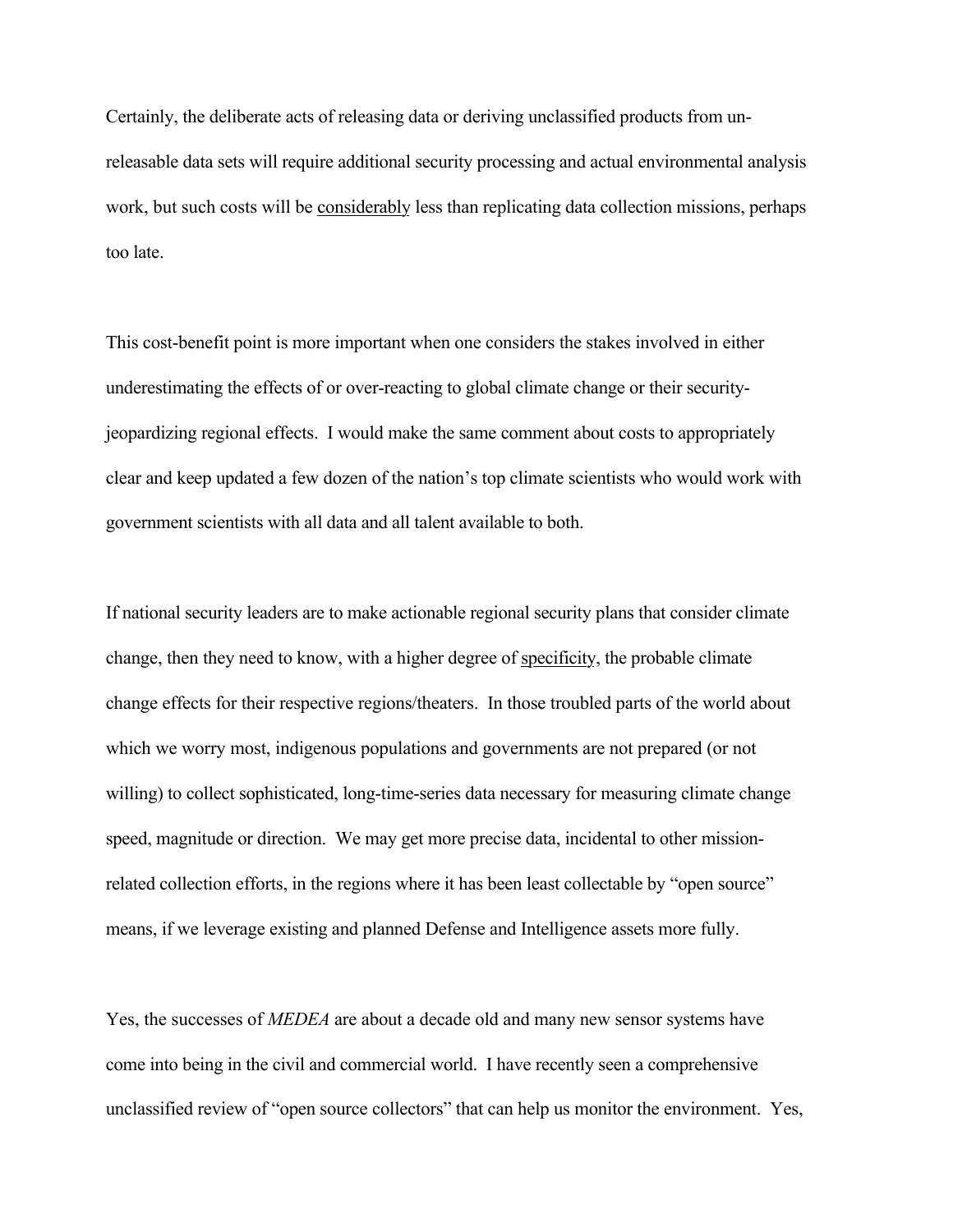Certainly, the deliberate acts of releasing data or deriving unclassified products from un-releasable data sets will require additional security processing and actual environmental analysis work, but such costs will be <u>considerably</u> less than replicating data collection missions, perhaps too late.

This cost-benefit point is more important when one considers the stakes involved in either underestimating the effects of or over-reacting to global climate change or their security-jeopardizing regional effects. I would make the same comment about costs to appropriately clear and keep updated a few dozen of the nation's top climate scientists who would work with government scientists with all data and all talent available to both.

If national security leaders are to make actionable regional security plans that consider climate change, then they need to know, with a higher degree of <u>specificity</u>, the probable climate change effects for their respective regions/theaters. In those troubled parts of the world about which we worry most, indigenous populations and governments are not prepared (or not willing) to collect sophisticated, long-time-series data necessary for measuring climate change speed, magnitude or direction. We may get more precise data, incidental to other mission-related collection efforts, in the regions where it has been least collectable by "open source" means, if we leverage existing and planned Defense and Intelligence assets more fully.

Yes, the successes of *MEDEA* are about a decade old and many new sensor systems have come into being in the civil and commercial world. I have recently seen a comprehensive unclassified review of "open source collectors" that can help us monitor the environment. Yes,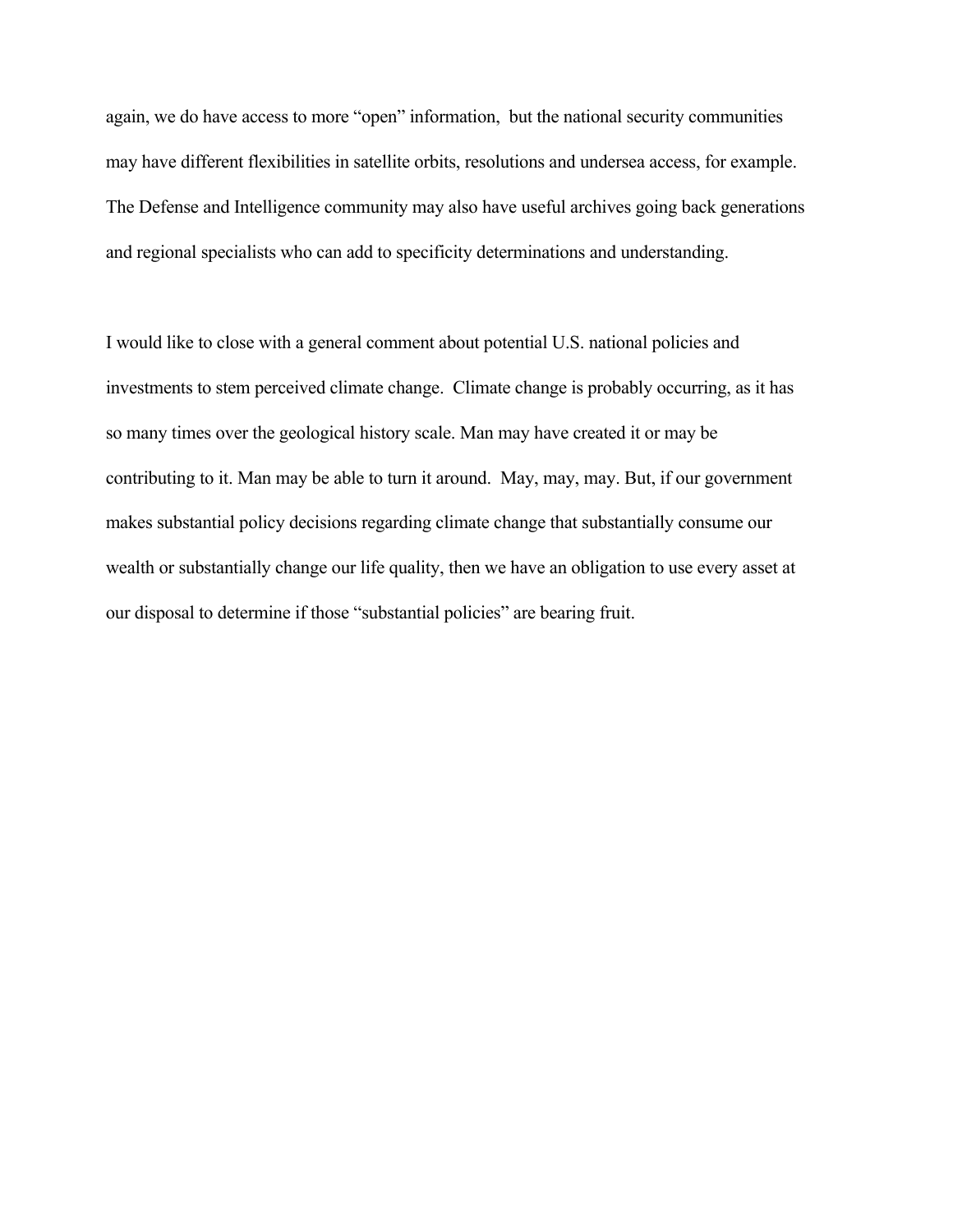again, we do have access to more "open" information, but the national security communities may have different flexibilities in satellite orbits, resolutions and undersea access, for example. The Defense and Intelligence community may also have useful archives going back generations and regional specialists who can add to specificity determinations and understanding.

I would like to close with a general comment about potential U.S. national policies and investments to stem perceived climate change. Climate change is probably occurring, as it has so many times over the geological history scale. Man may have created it or may be contributing to it. Man may be able to turn it around. May, may, may. But, if our government makes substantial policy decisions regarding climate change that substantially consume our wealth or substantially change our life quality, then we have an obligation to use every asset at our disposal to determine if those "substantial policies" are bearing fruit.